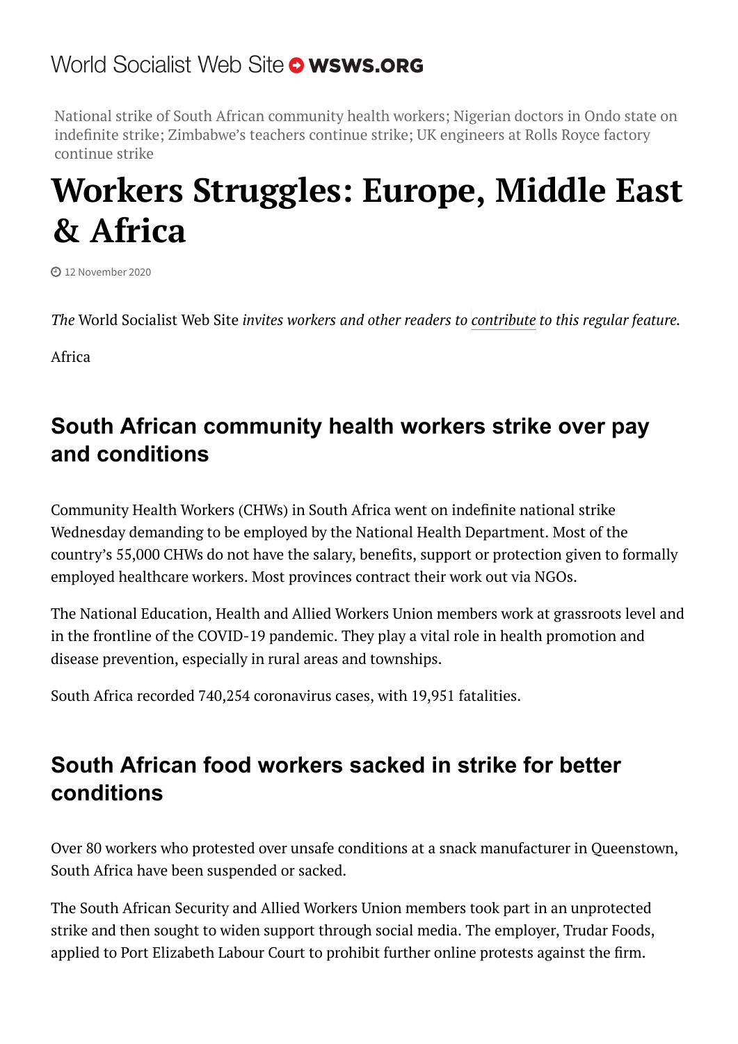World Socialist Web Site **WSWS.ORG**

National strike of South African community health workers; Nigerian doctors in Ondo state on indefinite strike; Zimbabwe's teachers continue strike; UK engineers at Rolls Royce factory continue strike

# Workers Struggles: Europe, Middle East & Africa

12 November 2020

*The* World Socialist Web Site *invites workers and other readers to contribute to this regular feature.*

Africa

## South African community health workers strike over pay and conditions

Community Health Workers (CHWs) in South Africa went on indefinite national strike Wednesday demanding to be employed by the National Health Department. Most of the country's 55,000 CHWs do not have the salary, benefits, support or protection given to formally employed healthcare workers. Most provinces contract their work out via NGOs.

The National Education, Health and Allied Workers Union members work at grassroots level and in the frontline of the COVID-19 pandemic. They play a vital role in health promotion and disease prevention, especially in rural areas and townships.

South Africa recorded 740,254 coronavirus cases, with 19,951 fatalities.

## South African food workers sacked in strike for better conditions

Over 80 workers who protested over unsafe conditions at a snack manufacturer in Queenstown, South Africa have been suspended or sacked.

The South African Security and Allied Workers Union members took part in an unprotected strike and then sought to widen support through social media. The employer, Trudar Foods, applied to Port Elizabeth Labour Court to prohibit further online protests against the firm.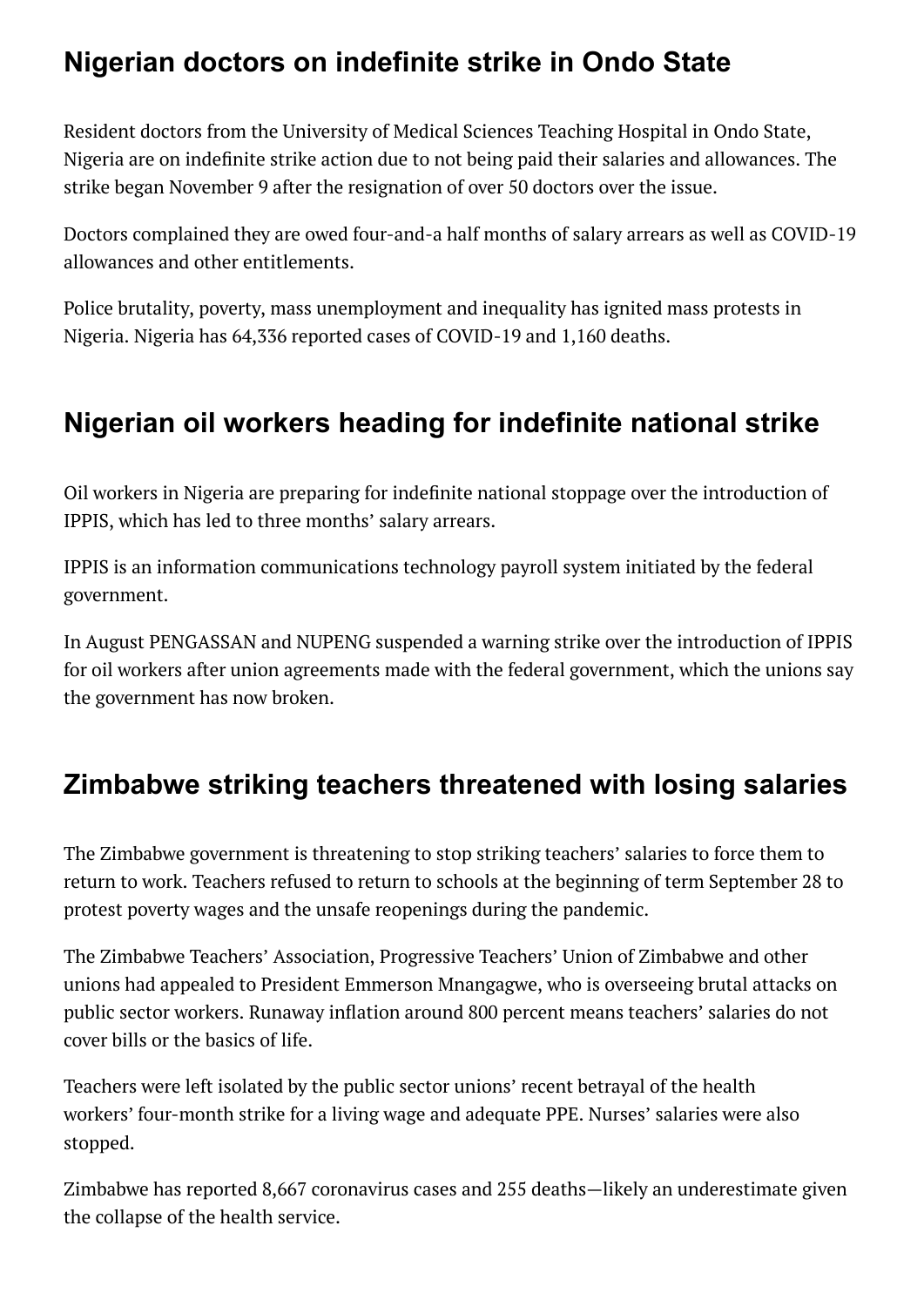## Nigerian doctors on indefinite strike in Ondo State

Resident doctors from the University of Medical Sciences Teaching Hospital in Ondo State, Nigeria are on indefinite strike action due to not being paid their salaries and allowances. The strike began November 9 after the resignation of over 50 doctors over the issue.

Doctors complained they are owed four-and-a half months of salary arrears as well as COVID-19 allowances and other entitlements.

Police brutality, poverty, mass unemployment and inequality has ignited mass protests in Nigeria. Nigeria has 64,336 reported cases of COVID-19 and 1,160 deaths.

## Nigerian oil workers heading for indefinite national strike

Oil workers in Nigeria are preparing for indefinite national stoppage over the introduction of IPPIS, which has led to three months' salary arrears.

IPPIS is an information communications technology payroll system initiated by the federal government.

In August PENGASSAN and NUPENG suspended a warning strike over the introduction of IPPIS for oil workers after union agreements made with the federal government, which the unions say the government has now broken.

## Zimbabwe striking teachers threatened with losing salaries

The Zimbabwe government is threatening to stop striking teachers' salaries to force them to return to work. Teachers refused to return to schools at the beginning of term September 28 to protest poverty wages and the unsafe reopenings during the pandemic.

The Zimbabwe Teachers' Association, Progressive Teachers' Union of Zimbabwe and other unions had appealed to President Emmerson Mnangagwe, who is overseeing brutal attacks on public sector workers. Runaway inflation around 800 percent means teachers' salaries do not cover bills or the basics of life.

Teachers were left isolated by the public sector unions' recent betrayal of the health workers' four-month strike for a living wage and adequate PPE. Nurses' salaries were also stopped.

Zimbabwe has reported 8,667 coronavirus cases and 255 deaths—likely an underestimate given the collapse of the health service.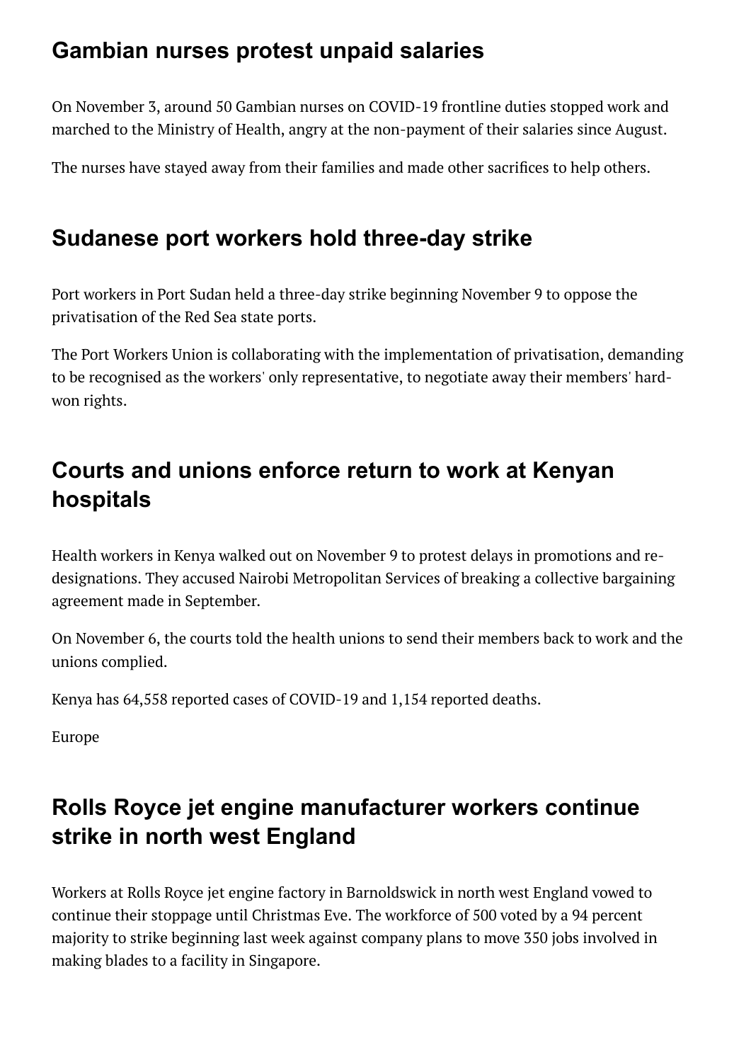## Gambian nurses protest unpaid salaries

On November 3, around 50 Gambian nurses on COVID-19 frontline duties stopped work and marched to the Ministry of Health, angry at the non-payment of their salaries since August.

The nurses have stayed away from their families and made other sacrifices to help others.

## Sudanese port workers hold three-day strike

Port workers in Port Sudan held a three-day strike beginning November 9 to oppose the privatisation of the Red Sea state ports.

The Port Workers Union is collaborating with the implementation of privatisation, demanding to be recognised as the workers' only representative, to negotiate away their members' hard-won rights.

## Courts and unions enforce return to work at Kenyan hospitals

Health workers in Kenya walked out on November 9 to protest delays in promotions and re-designations. They accused Nairobi Metropolitan Services of breaking a collective bargaining agreement made in September.

On November 6, the courts told the health unions to send their members back to work and the unions complied.

Kenya has 64,558 reported cases of COVID-19 and 1,154 reported deaths.

Europe

## Rolls Royce jet engine manufacturer workers continue strike in north west England

Workers at Rolls Royce jet engine factory in Barnoldswick in north west England vowed to continue their stoppage until Christmas Eve. The workforce of 500 voted by a 94 percent majority to strike beginning last week against company plans to move 350 jobs involved in making blades to a facility in Singapore.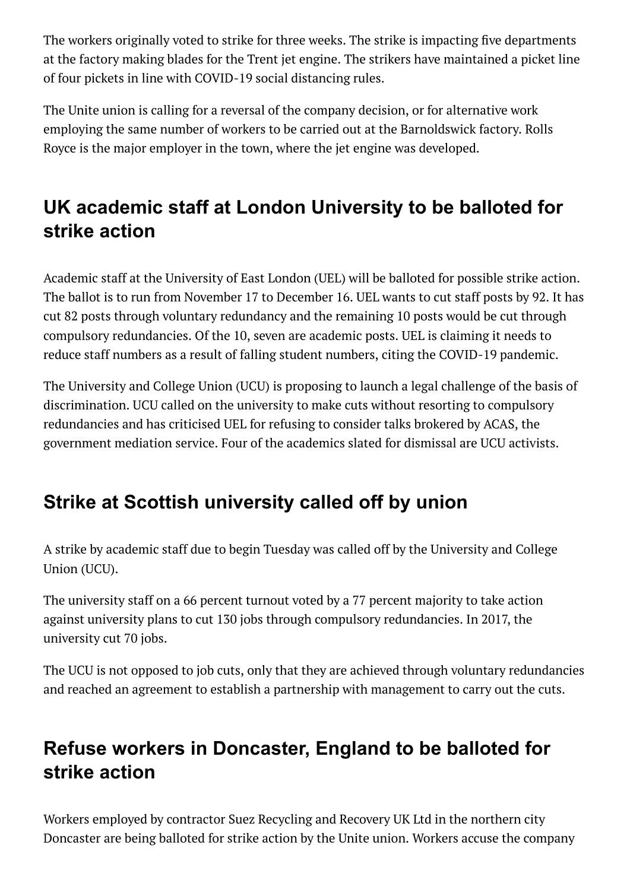The workers originally voted to strike for three weeks. The strike is impacting five departments at the factory making blades for the Trent jet engine. The strikers have maintained a picket line of four pickets in line with COVID-19 social distancing rules.

The Unite union is calling for a reversal of the company decision, or for alternative work employing the same number of workers to be carried out at the Barnoldswick factory. Rolls Royce is the major employer in the town, where the jet engine was developed.

## UK academic staff at London University to be balloted for strike action

Academic staff at the University of East London (UEL) will be balloted for possible strike action. The ballot is to run from November 17 to December 16. UEL wants to cut staff posts by 92. It has cut 82 posts through voluntary redundancy and the remaining 10 posts would be cut through compulsory redundancies. Of the 10, seven are academic posts. UEL is claiming it needs to reduce staff numbers as a result of falling student numbers, citing the COVID-19 pandemic.

The University and College Union (UCU) is proposing to launch a legal challenge of the basis of discrimination. UCU called on the university to make cuts without resorting to compulsory redundancies and has criticised UEL for refusing to consider talks brokered by ACAS, the government mediation service. Four of the academics slated for dismissal are UCU activists.

## Strike at Scottish university called off by union

A strike by academic staff due to begin Tuesday was called off by the University and College Union (UCU).

The university staff on a 66 percent turnout voted by a 77 percent majority to take action against university plans to cut 130 jobs through compulsory redundancies. In 2017, the university cut 70 jobs.

The UCU is not opposed to job cuts, only that they are achieved through voluntary redundancies and reached an agreement to establish a partnership with management to carry out the cuts.

## Refuse workers in Doncaster, England to be balloted for strike action

Workers employed by contractor Suez Recycling and Recovery UK Ltd in the northern city Doncaster are being balloted for strike action by the Unite union. Workers accuse the company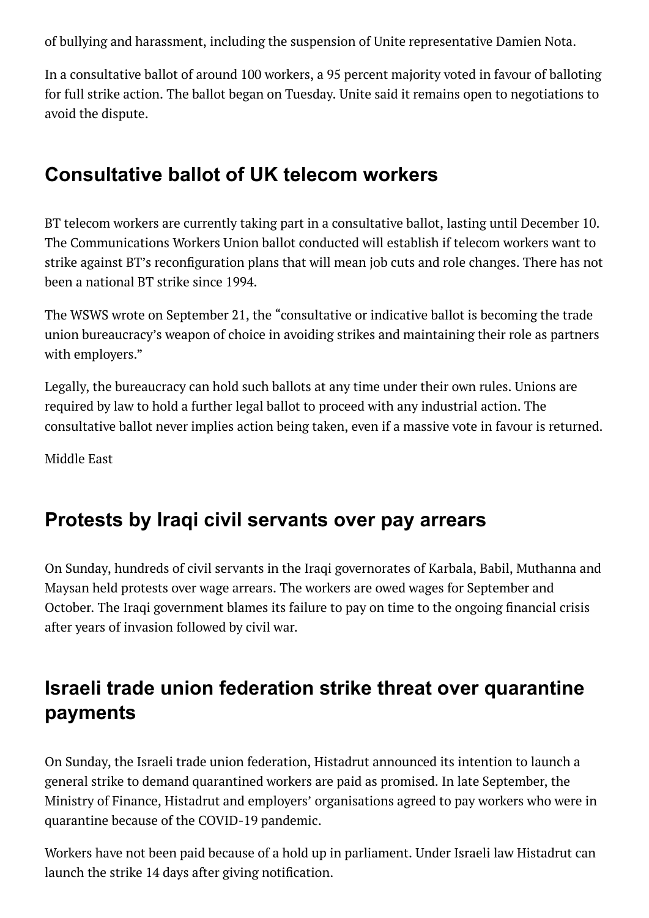of bullying and harassment, including the suspension of Unite representative Damien Nota.

In a consultative ballot of around 100 workers, a 95 percent majority voted in favour of balloting for full strike action. The ballot began on Tuesday. Unite said it remains open to negotiations to avoid the dispute.

## Consultative ballot of UK telecom workers

BT telecom workers are currently taking part in a consultative ballot, lasting until December 10. The Communications Workers Union ballot conducted will establish if telecom workers want to strike against BT's reconfiguration plans that will mean job cuts and role changes. There has not been a national BT strike since 1994.

The WSWS wrote on September 21, the "consultative or indicative ballot is becoming the trade union bureaucracy's weapon of choice in avoiding strikes and maintaining their role as partners with employers."

Legally, the bureaucracy can hold such ballots at any time under their own rules. Unions are required by law to hold a further legal ballot to proceed with any industrial action. The consultative ballot never implies action being taken, even if a massive vote in favour is returned.

Middle East

## Protests by Iraqi civil servants over pay arrears

On Sunday, hundreds of civil servants in the Iraqi governorates of Karbala, Babil, Muthanna and Maysan held protests over wage arrears. The workers are owed wages for September and October. The Iraqi government blames its failure to pay on time to the ongoing financial crisis after years of invasion followed by civil war.

## Israeli trade union federation strike threat over quarantine payments

On Sunday, the Israeli trade union federation, Histadrut announced its intention to launch a general strike to demand quarantined workers are paid as promised. In late September, the Ministry of Finance, Histadrut and employers' organisations agreed to pay workers who were in quarantine because of the COVID-19 pandemic.

Workers have not been paid because of a hold up in parliament. Under Israeli law Histadrut can launch the strike 14 days after giving notification.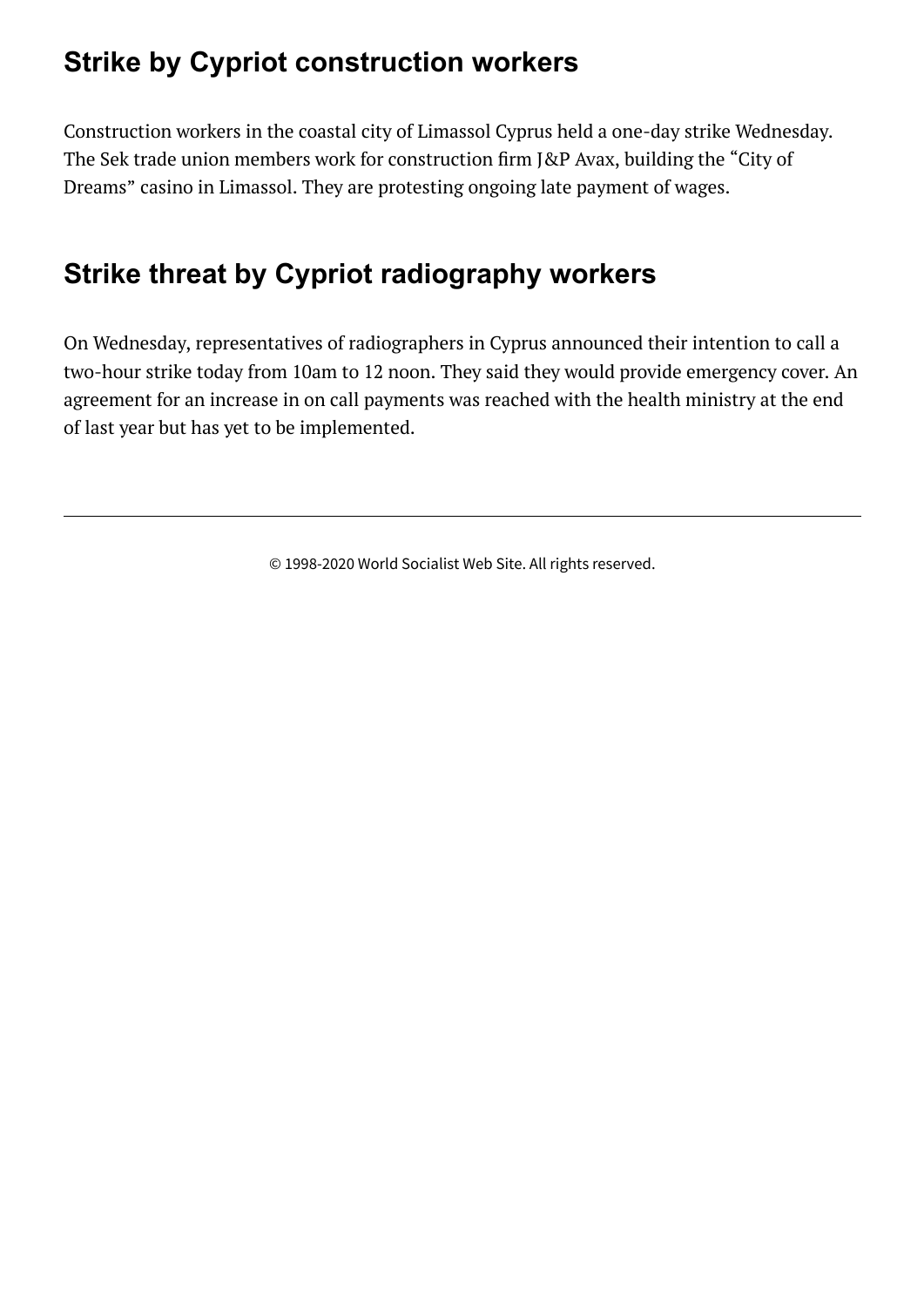## Strike by Cypriot construction workers

Construction workers in the coastal city of Limassol Cyprus held a one-day strike Wednesday. The Sek trade union members work for construction firm J&P Avax, building the "City of Dreams" casino in Limassol. They are protesting ongoing late payment of wages.

## Strike threat by Cypriot radiography workers

On Wednesday, representatives of radiographers in Cyprus announced their intention to call a two-hour strike today from 10am to 12 noon. They said they would provide emergency cover. An agreement for an increase in on call payments was reached with the health ministry at the end of last year but has yet to be implemented.

---

© 1998-2020 World Socialist Web Site. All rights reserved.